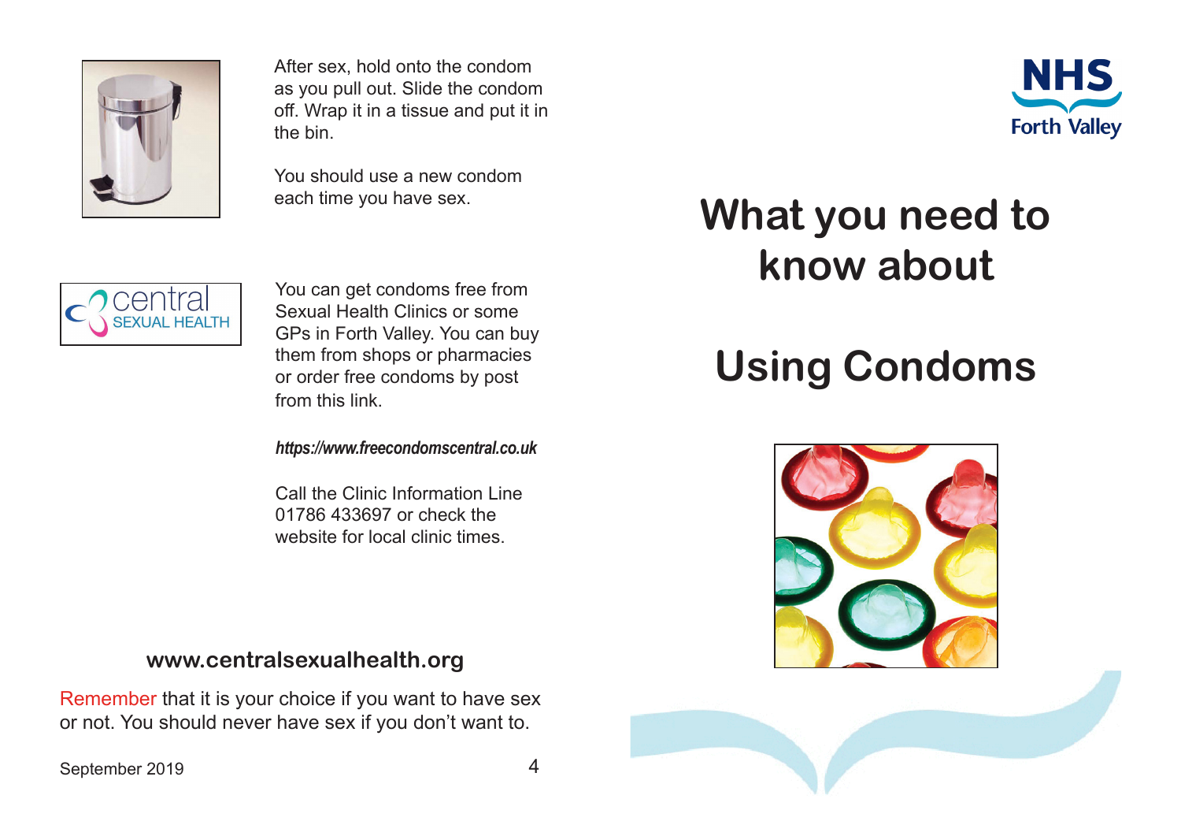After sex, hold onto the condom as you pull out. Slide the condom off. Wrap it in a tissue and put it in the bin.

You should use a new condom each time you have sex.

central SEXUAL HEALTH

You can get condoms free from Sexual Health Clinics or some GPs in Forth Valley. You can buy them from shops or pharmacies or order free condoms by post from this link.

***https://www.freecondomscentral.co.uk***

Call the Clinic Information Line 01786 433697 or check the website for local clinic times.

**www.centralsexualhealth.org**

Remember that it is your choice if you want to have sex or not. You should never have sex if you don't want to.

September 2019

NHS Forth Valley

# What you need to know about

# Using Condoms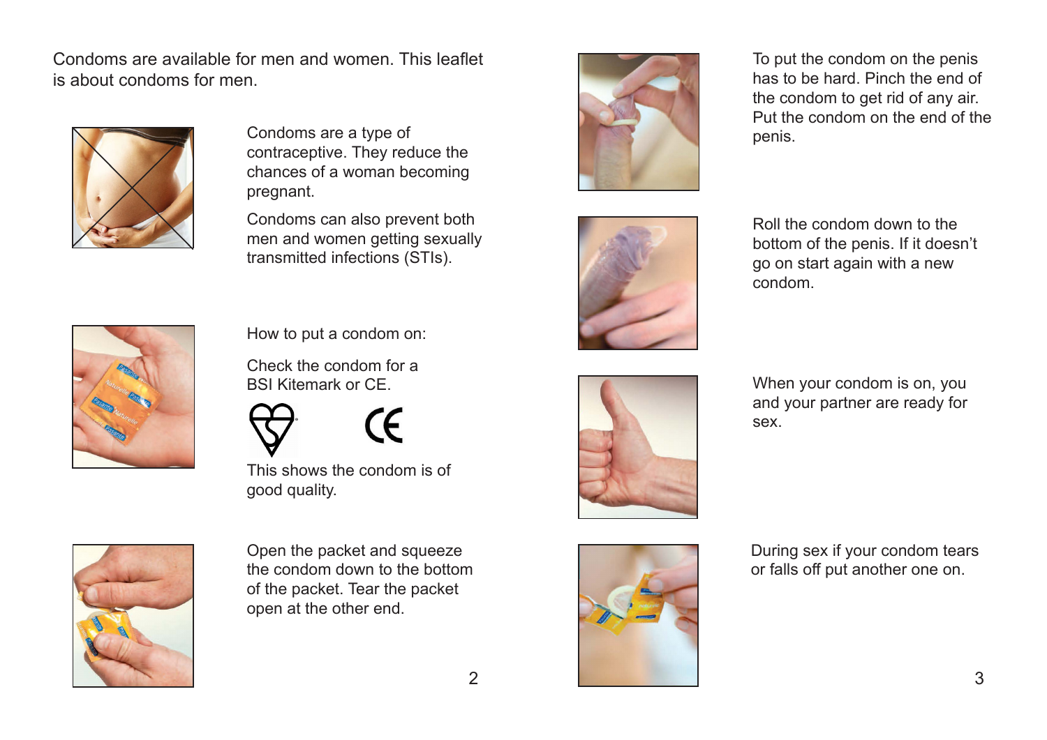Condoms are available for men and women. This leaflet is about condoms for men.

Condoms are a type of contraceptive. They reduce the chances of a woman becoming pregnant.

Condoms can also prevent both men and women getting sexually transmitted infections (STIs).

How to put a condom on:

Check the condom for a BSI Kitemark or CE.

This shows the condom is of good quality.

Open the packet and squeeze the condom down to the bottom of the packet. Tear the packet open at the other end.

To put the condom on the penis has to be hard. Pinch the end of the condom to get rid of any air. Put the condom on the end of the penis.

Roll the condom down to the bottom of the penis. If it doesn't go on start again with a new condom.

When your condom is on, you and your partner are ready for sex.

During sex if your condom tears or falls off put another one on.